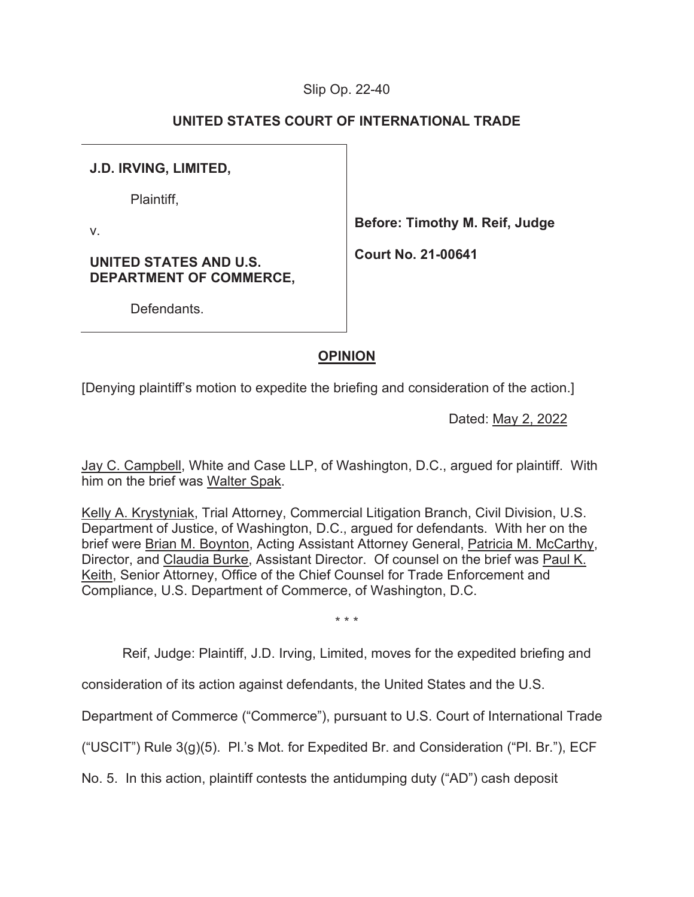Slip Op. 22-40

**UNITED STATES COURT OF INTERNATIONAL TRADE**

**J.D. IRVING, LIMITED,**

Plaintiff,

v.

**UNITED STATES AND U.S. DEPARTMENT OF COMMERCE,**

Defendants.

**Before: Timothy M. Reif, Judge**

**Court No. 21-00641**

## **OPINION**

[Denying plaintiff's motion to expedite the briefing and consideration of the action.]

Dated: May 2, 2022

Jay C. Campbell, White and Case LLP, of Washington, D.C., argued for plaintiff. With him on the brief was Walter Spak.

Kelly A. Krystyniak, Trial Attorney, Commercial Litigation Branch, Civil Division, U.S. Department of Justice, of Washington, D.C., argued for defendants. With her on the brief were Brian M. Boynton, Acting Assistant Attorney General, Patricia M. McCarthy, Director, and Claudia Burke, Assistant Director. Of counsel on the brief was Paul K. Keith, Senior Attorney, Office of the Chief Counsel for Trade Enforcement and Compliance, U.S. Department of Commerce, of Washington, D.C.

\* \* \*

Reif, Judge: Plaintiff, J.D. Irving, Limited, moves for the expedited briefing and consideration of its action against defendants, the United States and the U.S. Department of Commerce ("Commerce"), pursuant to U.S. Court of International Trade ("USCIT") Rule 3(g)(5). Pl.'s Mot. for Expedited Br. and Consideration ("Pl. Br."), ECF No. 5. In this action, plaintiff contests the antidumping duty ("AD") cash deposit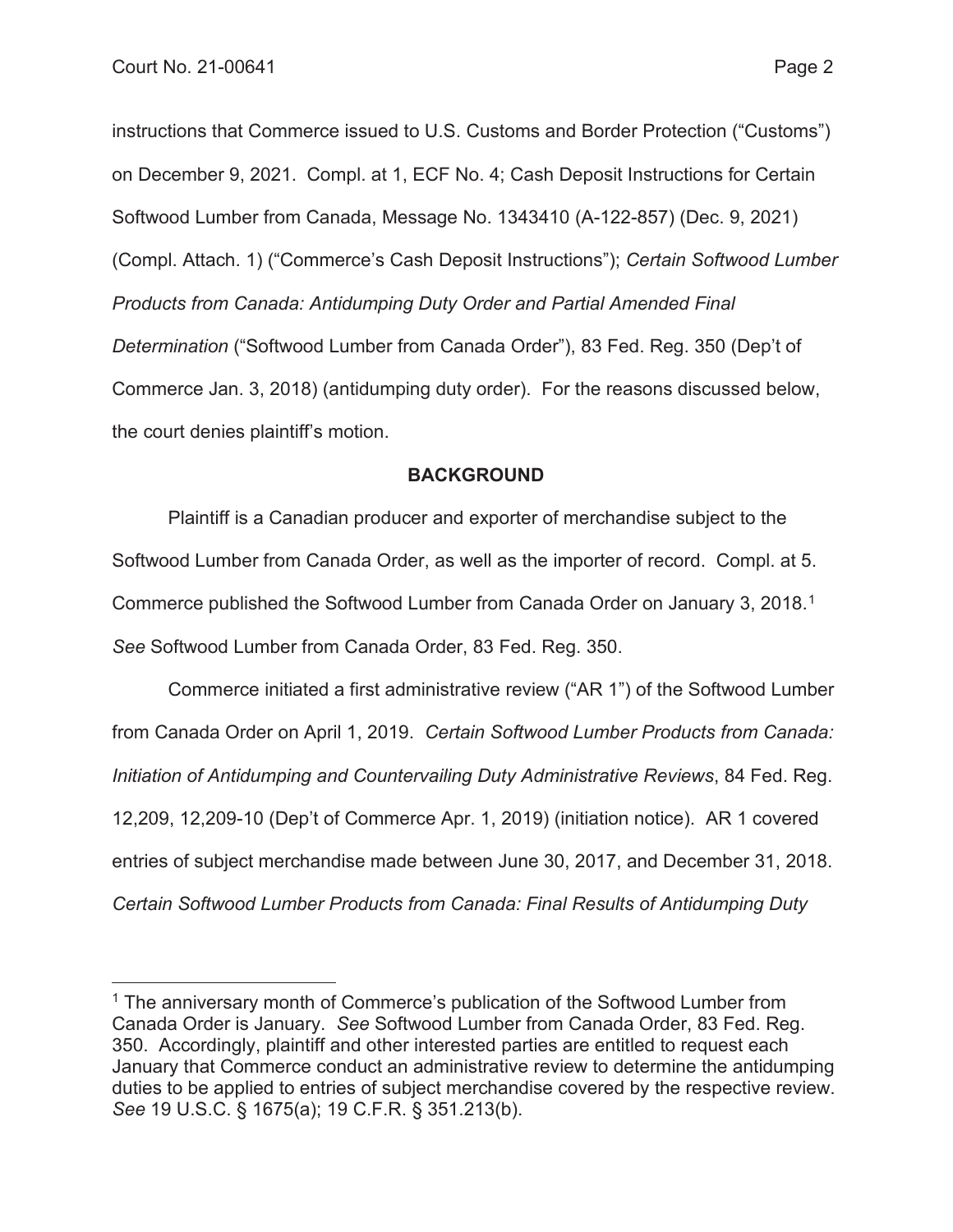instructions that Commerce issued to U.S. Customs and Border Protection ("Customs") on December 9, 2021. Compl. at 1, ECF No. 4; Cash Deposit Instructions for Certain Softwood Lumber from Canada, Message No. 1343410 (A-122-857) (Dec. 9, 2021) (Compl. Attach. 1) ("Commerce's Cash Deposit Instructions"); *Certain Softwood Lumber Products from Canada: Antidumping Duty Order and Partial Amended Final Determination* ("Softwood Lumber from Canada Order"), 83 Fed. Reg. 350 (Dep't of Commerce Jan. 3, 2018) (antidumping duty order). For the reasons discussed below, the court denies plaintiff's motion.

## BACKGROUND

Plaintiff is a Canadian producer and exporter of merchandise subject to the Softwood Lumber from Canada Order, as well as the importer of record. Compl. at 5. Commerce published the Softwood Lumber from Canada Order on January 3, 2018.[1] *See* Softwood Lumber from Canada Order, 83 Fed. Reg. 350.

Commerce initiated a first administrative review ("AR 1") of the Softwood Lumber from Canada Order on April 1, 2019. *Certain Softwood Lumber Products from Canada: Initiation of Antidumping and Countervailing Duty Administrative Reviews*, 84 Fed. Reg. 12,209, 12,209-10 (Dep't of Commerce Apr. 1, 2019) (initiation notice). AR 1 covered entries of subject merchandise made between June 30, 2017, and December 31, 2018. *Certain Softwood Lumber Products from Canada: Final Results of Antidumping Duty*

---

[1] The anniversary month of Commerce's publication of the Softwood Lumber from Canada Order is January. *See* Softwood Lumber from Canada Order, 83 Fed. Reg. 350. Accordingly, plaintiff and other interested parties are entitled to request each January that Commerce conduct an administrative review to determine the antidumping duties to be applied to entries of subject merchandise covered by the respective review. *See* 19 U.S.C. § 1675(a); 19 C.F.R. § 351.213(b).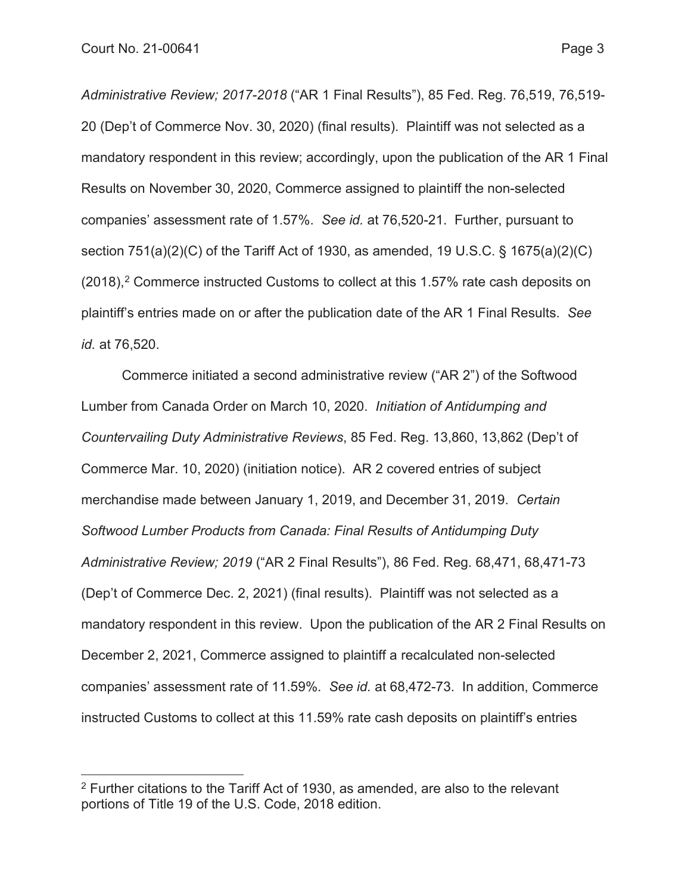*Administrative Review; 2017-2018* ("AR 1 Final Results"), 85 Fed. Reg. 76,519, 76,519-20 (Dep't of Commerce Nov. 30, 2020) (final results). Plaintiff was not selected as a mandatory respondent in this review; accordingly, upon the publication of the AR 1 Final Results on November 30, 2020, Commerce assigned to plaintiff the non-selected companies' assessment rate of 1.57%. *See id.* at 76,520-21. Further, pursuant to section 751(a)(2)(C) of the Tariff Act of 1930, as amended, 19 U.S.C. § 1675(a)(2)(C) (2018),[2] Commerce instructed Customs to collect at this 1.57% rate cash deposits on plaintiff's entries made on or after the publication date of the AR 1 Final Results. *See id.* at 76,520.

Commerce initiated a second administrative review ("AR 2") of the Softwood Lumber from Canada Order on March 10, 2020. *Initiation of Antidumping and Countervailing Duty Administrative Reviews*, 85 Fed. Reg. 13,860, 13,862 (Dep't of Commerce Mar. 10, 2020) (initiation notice). AR 2 covered entries of subject merchandise made between January 1, 2019, and December 31, 2019. *Certain Softwood Lumber Products from Canada: Final Results of Antidumping Duty Administrative Review; 2019* ("AR 2 Final Results"), 86 Fed. Reg. 68,471, 68,471-73 (Dep't of Commerce Dec. 2, 2021) (final results). Plaintiff was not selected as a mandatory respondent in this review. Upon the publication of the AR 2 Final Results on December 2, 2021, Commerce assigned to plaintiff a recalculated non-selected companies' assessment rate of 11.59%. *See id.* at 68,472-73. In addition, Commerce instructed Customs to collect at this 11.59% rate cash deposits on plaintiff's entries

---

[2] Further citations to the Tariff Act of 1930, as amended, are also to the relevant portions of Title 19 of the U.S. Code, 2018 edition.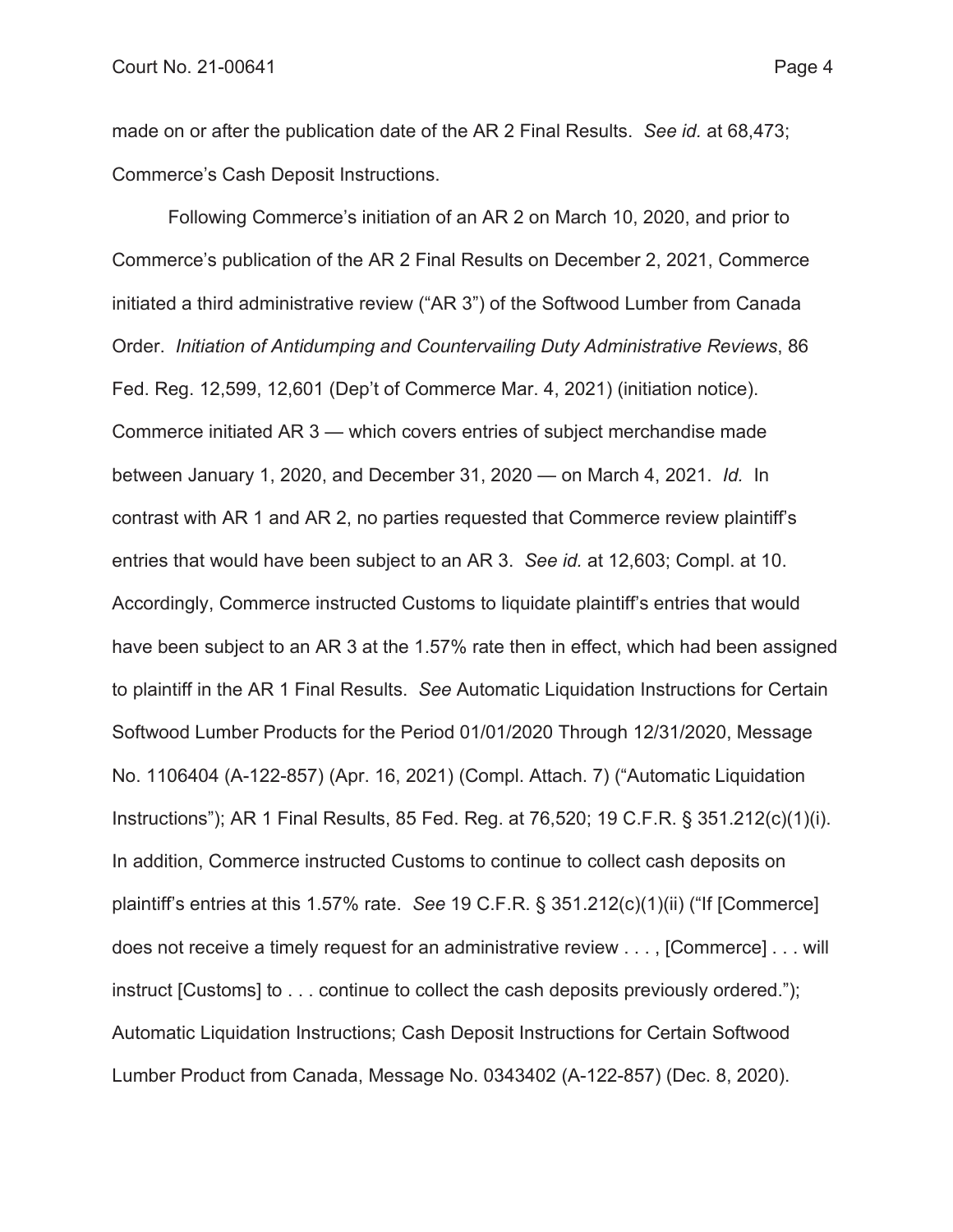made on or after the publication date of the AR 2 Final Results. *See id.* at 68,473; Commerce's Cash Deposit Instructions.

Following Commerce's initiation of an AR 2 on March 10, 2020, and prior to Commerce's publication of the AR 2 Final Results on December 2, 2021, Commerce initiated a third administrative review ("AR 3") of the Softwood Lumber from Canada Order. *Initiation of Antidumping and Countervailing Duty Administrative Reviews*, 86 Fed. Reg. 12,599, 12,601 (Dep't of Commerce Mar. 4, 2021) (initiation notice). Commerce initiated AR 3 — which covers entries of subject merchandise made between January 1, 2020, and December 31, 2020 — on March 4, 2021. *Id.* In contrast with AR 1 and AR 2, no parties requested that Commerce review plaintiff's entries that would have been subject to an AR 3. *See id.* at 12,603; Compl. at 10. Accordingly, Commerce instructed Customs to liquidate plaintiff's entries that would have been subject to an AR 3 at the 1.57% rate then in effect, which had been assigned to plaintiff in the AR 1 Final Results. *See* Automatic Liquidation Instructions for Certain Softwood Lumber Products for the Period 01/01/2020 Through 12/31/2020, Message No. 1106404 (A-122-857) (Apr. 16, 2021) (Compl. Attach. 7) ("Automatic Liquidation Instructions"); AR 1 Final Results, 85 Fed. Reg. at 76,520; 19 C.F.R. § 351.212(c)(1)(i). In addition, Commerce instructed Customs to continue to collect cash deposits on plaintiff's entries at this 1.57% rate. *See* 19 C.F.R. § 351.212(c)(1)(ii) ("If [Commerce] does not receive a timely request for an administrative review . . . , [Commerce] . . . will instruct [Customs] to . . . continue to collect the cash deposits previously ordered."); Automatic Liquidation Instructions; Cash Deposit Instructions for Certain Softwood Lumber Product from Canada, Message No. 0343402 (A-122-857) (Dec. 8, 2020).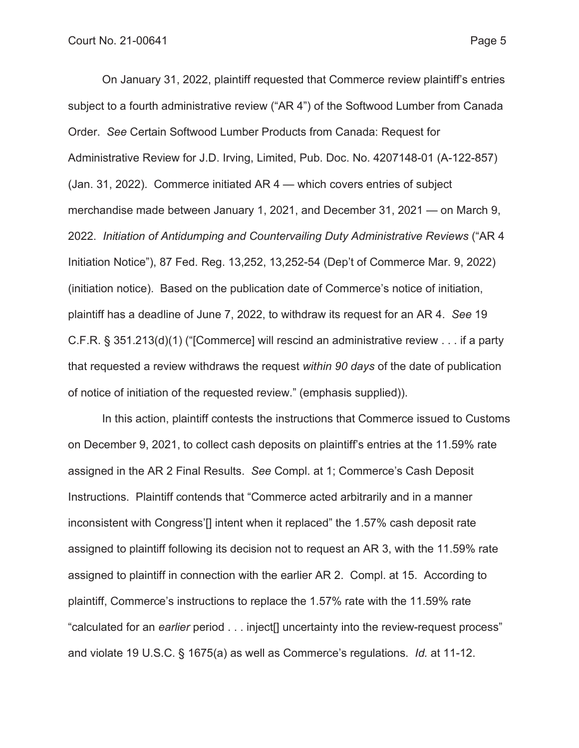On January 31, 2022, plaintiff requested that Commerce review plaintiff's entries subject to a fourth administrative review ("AR 4") of the Softwood Lumber from Canada Order. *See* Certain Softwood Lumber Products from Canada: Request for Administrative Review for J.D. Irving, Limited, Pub. Doc. No. 4207148-01 (A-122-857) (Jan. 31, 2022). Commerce initiated AR 4 — which covers entries of subject merchandise made between January 1, 2021, and December 31, 2021 — on March 9, 2022. *Initiation of Antidumping and Countervailing Duty Administrative Reviews* ("AR 4 Initiation Notice"), 87 Fed. Reg. 13,252, 13,252-54 (Dep't of Commerce Mar. 9, 2022) (initiation notice). Based on the publication date of Commerce's notice of initiation, plaintiff has a deadline of June 7, 2022, to withdraw its request for an AR 4. *See* 19 C.F.R. § 351.213(d)(1) ("[Commerce] will rescind an administrative review . . . if a party that requested a review withdraws the request *within 90 days* of the date of publication of notice of initiation of the requested review." (emphasis supplied)).

In this action, plaintiff contests the instructions that Commerce issued to Customs on December 9, 2021, to collect cash deposits on plaintiff's entries at the 11.59% rate assigned in the AR 2 Final Results. *See* Compl. at 1; Commerce's Cash Deposit Instructions. Plaintiff contends that "Commerce acted arbitrarily and in a manner inconsistent with Congress'[] intent when it replaced" the 1.57% cash deposit rate assigned to plaintiff following its decision not to request an AR 3, with the 11.59% rate assigned to plaintiff in connection with the earlier AR 2. Compl. at 15. According to plaintiff, Commerce's instructions to replace the 1.57% rate with the 11.59% rate "calculated for an *earlier* period . . . inject[] uncertainty into the review-request process" and violate 19 U.S.C. § 1675(a) as well as Commerce's regulations. *Id.* at 11-12.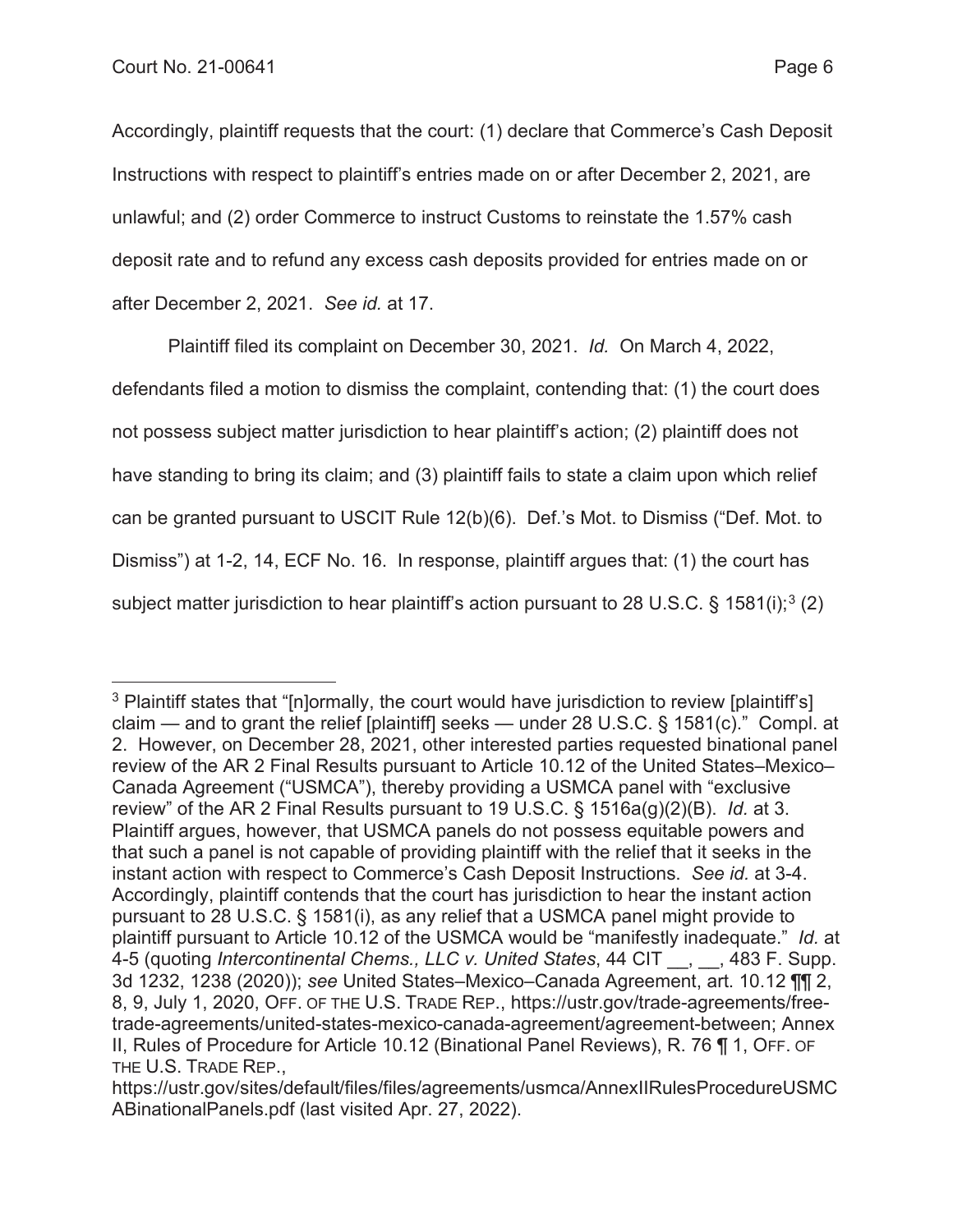Accordingly, plaintiff requests that the court: (1) declare that Commerce's Cash Deposit Instructions with respect to plaintiff's entries made on or after December 2, 2021, are unlawful; and (2) order Commerce to instruct Customs to reinstate the 1.57% cash deposit rate and to refund any excess cash deposits provided for entries made on or after December 2, 2021. *See id.* at 17.

Plaintiff filed its complaint on December 30, 2021. *Id.* On March 4, 2022, defendants filed a motion to dismiss the complaint, contending that: (1) the court does not possess subject matter jurisdiction to hear plaintiff's action; (2) plaintiff does not have standing to bring its claim; and (3) plaintiff fails to state a claim upon which relief can be granted pursuant to USCIT Rule 12(b)(6). Def.'s Mot. to Dismiss ("Def. Mot. to Dismiss") at 1-2, 14, ECF No. 16. In response, plaintiff argues that: (1) the court has subject matter jurisdiction to hear plaintiff's action pursuant to 28 U.S.C. § 1581(i);[3] (2)

---

[3] Plaintiff states that "[n]ormally, the court would have jurisdiction to review [plaintiff's] claim — and to grant the relief [plaintiff] seeks — under 28 U.S.C. § 1581(c)." Compl. at 2. However, on December 28, 2021, other interested parties requested binational panel review of the AR 2 Final Results pursuant to Article 10.12 of the United States–Mexico–Canada Agreement ("USMCA"), thereby providing a USMCA panel with "exclusive review" of the AR 2 Final Results pursuant to 19 U.S.C. § 1516a(g)(2)(B). *Id.* at 3. Plaintiff argues, however, that USMCA panels do not possess equitable powers and that such a panel is not capable of providing plaintiff with the relief that it seeks in the instant action with respect to Commerce's Cash Deposit Instructions. *See id.* at 3-4. Accordingly, plaintiff contends that the court has jurisdiction to hear the instant action pursuant to 28 U.S.C. § 1581(i), as any relief that a USMCA panel might provide to plaintiff pursuant to Article 10.12 of the USMCA would be "manifestly inadequate." *Id.* at 4-5 (quoting *Intercontinental Chems., LLC v. United States*, 44 CIT __, __, 483 F. Supp. 3d 1232, 1238 (2020)); *see* United States–Mexico–Canada Agreement, art. 10.12 ¶¶ 2, 8, 9, July 1, 2020, OFF. OF THE U.S. TRADE REP., https://ustr.gov/trade-agreements/free-trade-agreements/united-states-mexico-canada-agreement/agreement-between; Annex II, Rules of Procedure for Article 10.12 (Binational Panel Reviews), R. 76 ¶ 1, OFF. OF THE U.S. TRADE REP., https://ustr.gov/sites/default/files/files/agreements/usmca/AnnexIIRulesProcedureUSMCABinationalPanels.pdf (last visited Apr. 27, 2022).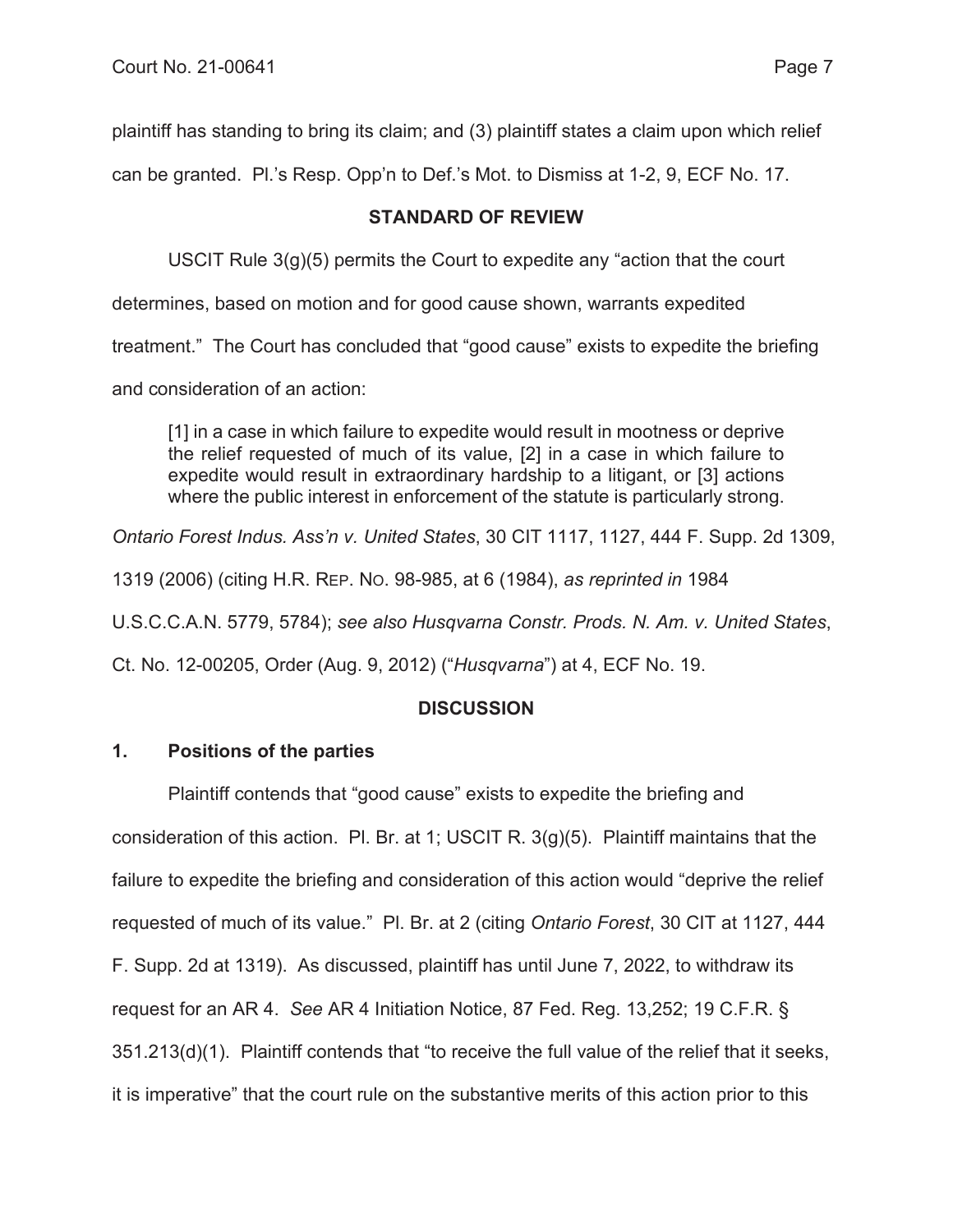plaintiff has standing to bring its claim; and (3) plaintiff states a claim upon which relief can be granted. Pl.'s Resp. Opp'n to Def.'s Mot. to Dismiss at 1-2, 9, ECF No. 17.

## STANDARD OF REVIEW

USCIT Rule 3(g)(5) permits the Court to expedite any "action that the court determines, based on motion and for good cause shown, warrants expedited treatment." The Court has concluded that "good cause" exists to expedite the briefing and consideration of an action:

> [1] in a case in which failure to expedite would result in mootness or deprive the relief requested of much of its value, [2] in a case in which failure to expedite would result in extraordinary hardship to a litigant, or [3] actions where the public interest in enforcement of the statute is particularly strong.

*Ontario Forest Indus. Ass'n v. United States*, 30 CIT 1117, 1127, 444 F. Supp. 2d 1309, 1319 (2006) (citing H.R. REP. NO. 98-985, at 6 (1984), *as reprinted in* 1984 U.S.C.C.A.N. 5779, 5784); *see also Husqvarna Constr. Prods. N. Am. v. United States*, Ct. No. 12-00205, Order (Aug. 9, 2012) ("*Husqvarna*") at 4, ECF No. 19.

## DISCUSSION

### 1. Positions of the parties

Plaintiff contends that "good cause" exists to expedite the briefing and consideration of this action. Pl. Br. at 1; USCIT R. 3(g)(5). Plaintiff maintains that the failure to expedite the briefing and consideration of this action would "deprive the relief requested of much of its value." Pl. Br. at 2 (citing *Ontario Forest*, 30 CIT at 1127, 444 F. Supp. 2d at 1319). As discussed, plaintiff has until June 7, 2022, to withdraw its request for an AR 4. *See* AR 4 Initiation Notice, 87 Fed. Reg. 13,252; 19 C.F.R. § 351.213(d)(1). Plaintiff contends that "to receive the full value of the relief that it seeks, it is imperative" that the court rule on the substantive merits of this action prior to this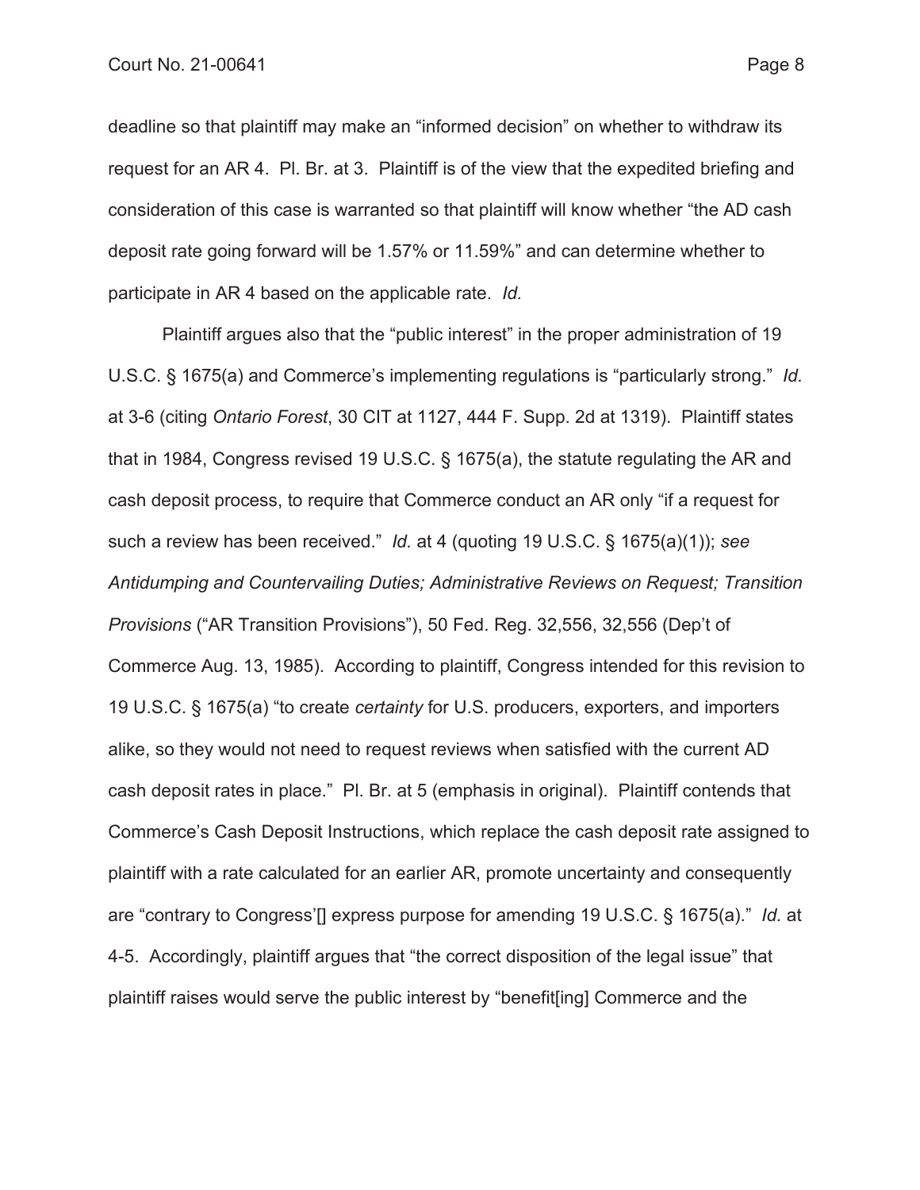deadline so that plaintiff may make an "informed decision" on whether to withdraw its request for an AR 4. Pl. Br. at 3. Plaintiff is of the view that the expedited briefing and consideration of this case is warranted so that plaintiff will know whether "the AD cash deposit rate going forward will be 1.57% or 11.59%" and can determine whether to participate in AR 4 based on the applicable rate. *Id.*

Plaintiff argues also that the "public interest" in the proper administration of 19 U.S.C. § 1675(a) and Commerce's implementing regulations is "particularly strong." *Id.* at 3-6 (citing *Ontario Forest*, 30 CIT at 1127, 444 F. Supp. 2d at 1319). Plaintiff states that in 1984, Congress revised 19 U.S.C. § 1675(a), the statute regulating the AR and cash deposit process, to require that Commerce conduct an AR only "if a request for such a review has been received." *Id.* at 4 (quoting 19 U.S.C. § 1675(a)(1)); *see Antidumping and Countervailing Duties; Administrative Reviews on Request; Transition Provisions* ("AR Transition Provisions"), 50 Fed. Reg. 32,556, 32,556 (Dep't of Commerce Aug. 13, 1985). According to plaintiff, Congress intended for this revision to 19 U.S.C. § 1675(a) "to create *certainty* for U.S. producers, exporters, and importers alike, so they would not need to request reviews when satisfied with the current AD cash deposit rates in place." Pl. Br. at 5 (emphasis in original). Plaintiff contends that Commerce's Cash Deposit Instructions, which replace the cash deposit rate assigned to plaintiff with a rate calculated for an earlier AR, promote uncertainty and consequently are "contrary to Congress'[] express purpose for amending 19 U.S.C. § 1675(a)." *Id.* at 4-5. Accordingly, plaintiff argues that "the correct disposition of the legal issue" that plaintiff raises would serve the public interest by "benefit[ing] Commerce and the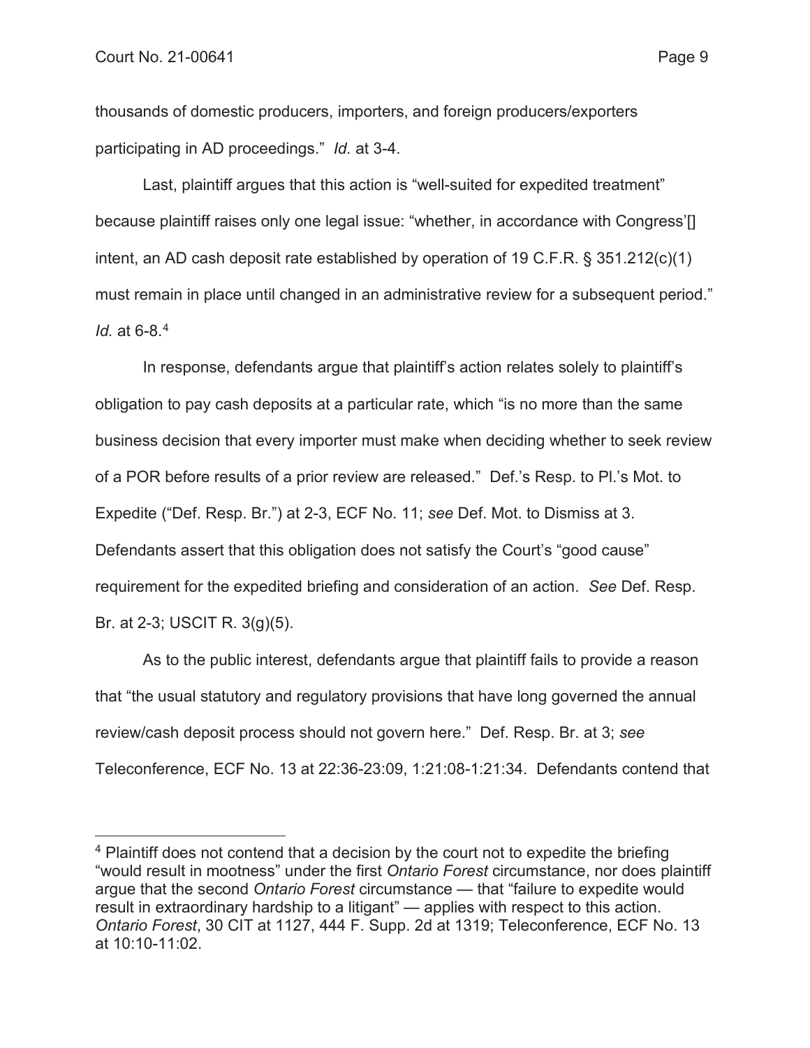thousands of domestic producers, importers, and foreign producers/exporters participating in AD proceedings." *Id.* at 3-4.

Last, plaintiff argues that this action is "well-suited for expedited treatment" because plaintiff raises only one legal issue: "whether, in accordance with Congress'[] intent, an AD cash deposit rate established by operation of 19 C.F.R. § 351.212(c)(1) must remain in place until changed in an administrative review for a subsequent period." *Id.* at 6-8.[4]

In response, defendants argue that plaintiff's action relates solely to plaintiff's obligation to pay cash deposits at a particular rate, which "is no more than the same business decision that every importer must make when deciding whether to seek review of a POR before results of a prior review are released." Def.'s Resp. to Pl.'s Mot. to Expedite ("Def. Resp. Br.") at 2-3, ECF No. 11; *see* Def. Mot. to Dismiss at 3. Defendants assert that this obligation does not satisfy the Court's "good cause" requirement for the expedited briefing and consideration of an action. *See* Def. Resp. Br. at 2-3; USCIT R. 3(g)(5).

As to the public interest, defendants argue that plaintiff fails to provide a reason that "the usual statutory and regulatory provisions that have long governed the annual review/cash deposit process should not govern here." Def. Resp. Br. at 3; *see* Teleconference, ECF No. 13 at 22:36-23:09, 1:21:08-1:21:34. Defendants contend that

---

[4] Plaintiff does not contend that a decision by the court not to expedite the briefing "would result in mootness" under the first *Ontario Forest* circumstance, nor does plaintiff argue that the second *Ontario Forest* circumstance — that "failure to expedite would result in extraordinary hardship to a litigant" — applies with respect to this action. *Ontario Forest*, 30 CIT at 1127, 444 F. Supp. 2d at 1319; Teleconference, ECF No. 13 at 10:10-11:02.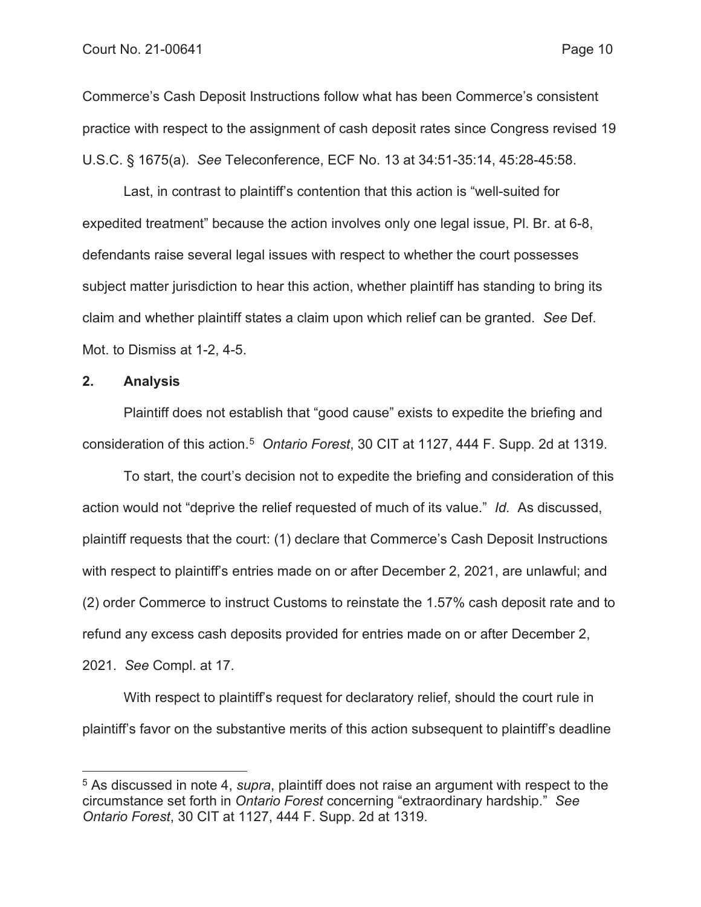Commerce's Cash Deposit Instructions follow what has been Commerce's consistent practice with respect to the assignment of cash deposit rates since Congress revised 19 U.S.C. § 1675(a). *See* Teleconference, ECF No. 13 at 34:51-35:14, 45:28-45:58.

Last, in contrast to plaintiff's contention that this action is "well-suited for expedited treatment" because the action involves only one legal issue, Pl. Br. at 6-8, defendants raise several legal issues with respect to whether the court possesses subject matter jurisdiction to hear this action, whether plaintiff has standing to bring its claim and whether plaintiff states a claim upon which relief can be granted. *See* Def. Mot. to Dismiss at 1-2, 4-5.

**2. Analysis**

Plaintiff does not establish that "good cause" exists to expedite the briefing and consideration of this action.[5] *Ontario Forest*, 30 CIT at 1127, 444 F. Supp. 2d at 1319.

To start, the court's decision not to expedite the briefing and consideration of this action would not "deprive the relief requested of much of its value." *Id.* As discussed, plaintiff requests that the court: (1) declare that Commerce's Cash Deposit Instructions with respect to plaintiff's entries made on or after December 2, 2021, are unlawful; and (2) order Commerce to instruct Customs to reinstate the 1.57% cash deposit rate and to refund any excess cash deposits provided for entries made on or after December 2, 2021. *See* Compl. at 17.

With respect to plaintiff's request for declaratory relief, should the court rule in plaintiff's favor on the substantive merits of this action subsequent to plaintiff's deadline

[5] As discussed in note 4, *supra*, plaintiff does not raise an argument with respect to the circumstance set forth in *Ontario Forest* concerning "extraordinary hardship." *See Ontario Forest*, 30 CIT at 1127, 444 F. Supp. 2d at 1319.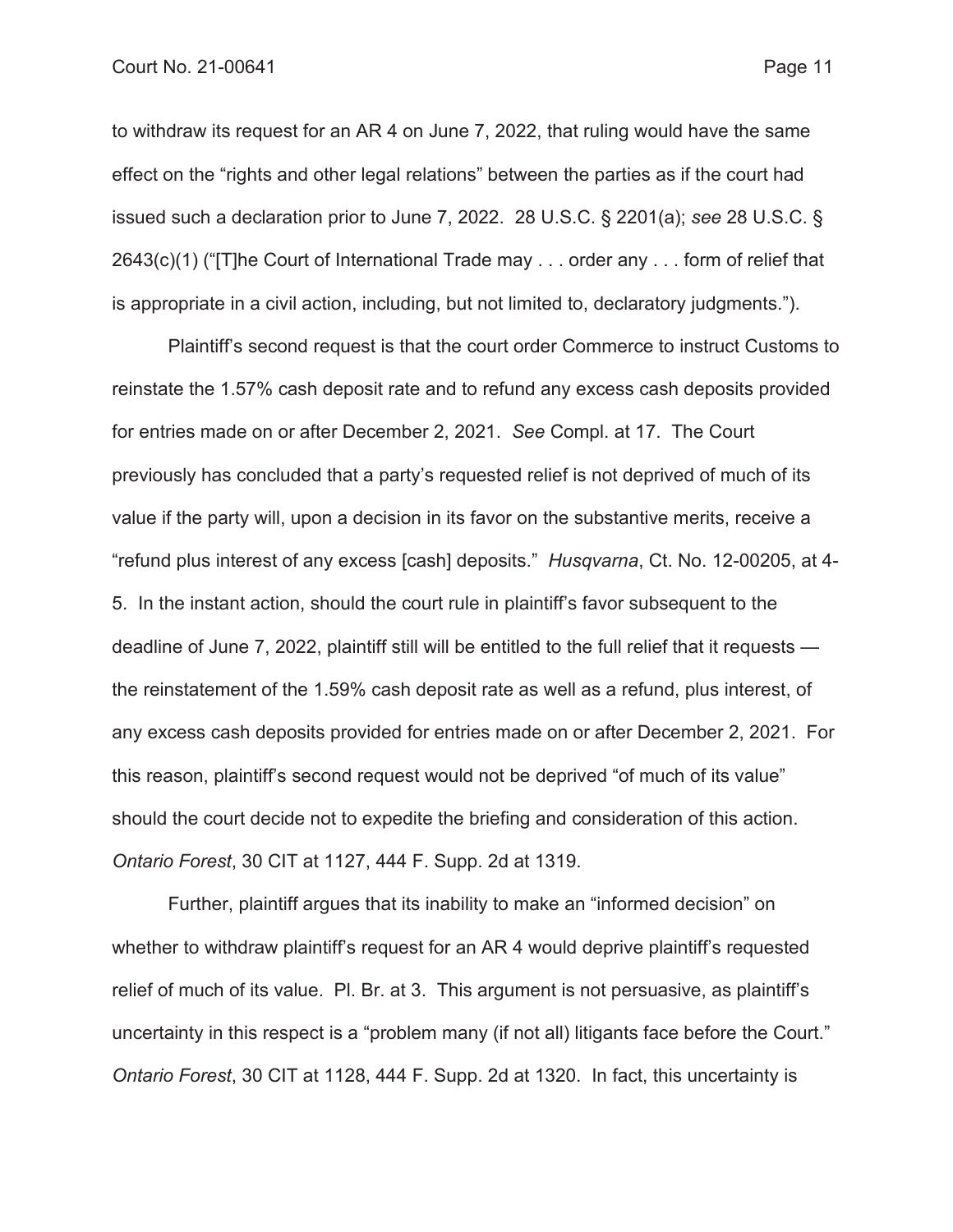to withdraw its request for an AR 4 on June 7, 2022, that ruling would have the same effect on the "rights and other legal relations" between the parties as if the court had issued such a declaration prior to June 7, 2022. 28 U.S.C. § 2201(a); *see* 28 U.S.C. § 2643(c)(1) ("[T]he Court of International Trade may . . . order any . . . form of relief that is appropriate in a civil action, including, but not limited to, declaratory judgments.").

Plaintiff's second request is that the court order Commerce to instruct Customs to reinstate the 1.57% cash deposit rate and to refund any excess cash deposits provided for entries made on or after December 2, 2021. *See* Compl. at 17. The Court previously has concluded that a party's requested relief is not deprived of much of its value if the party will, upon a decision in its favor on the substantive merits, receive a "refund plus interest of any excess [cash] deposits." *Husqvarna*, Ct. No. 12-00205, at 4-5. In the instant action, should the court rule in plaintiff's favor subsequent to the deadline of June 7, 2022, plaintiff still will be entitled to the full relief that it requests — the reinstatement of the 1.59% cash deposit rate as well as a refund, plus interest, of any excess cash deposits provided for entries made on or after December 2, 2021. For this reason, plaintiff's second request would not be deprived "of much of its value" should the court decide not to expedite the briefing and consideration of this action. *Ontario Forest*, 30 CIT at 1127, 444 F. Supp. 2d at 1319.

Further, plaintiff argues that its inability to make an "informed decision" on whether to withdraw plaintiff's request for an AR 4 would deprive plaintiff's requested relief of much of its value. Pl. Br. at 3. This argument is not persuasive, as plaintiff's uncertainty in this respect is a "problem many (if not all) litigants face before the Court." *Ontario Forest*, 30 CIT at 1128, 444 F. Supp. 2d at 1320. In fact, this uncertainty is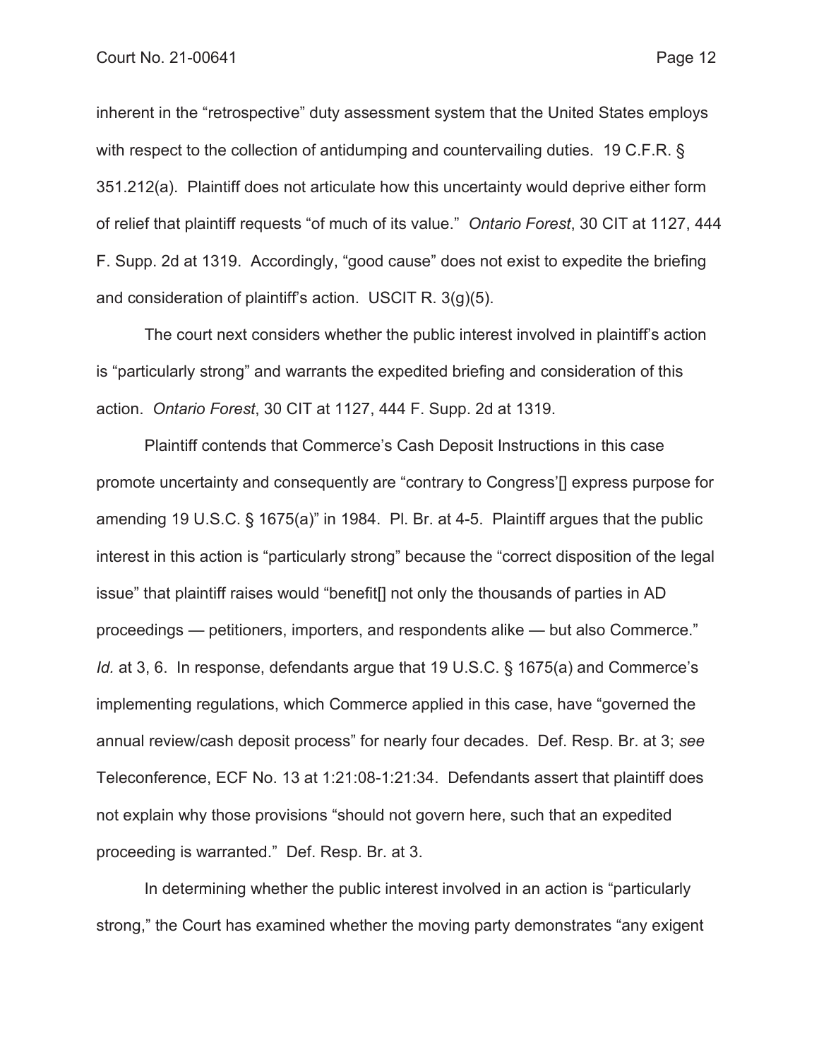inherent in the "retrospective" duty assessment system that the United States employs with respect to the collection of antidumping and countervailing duties. 19 C.F.R. § 351.212(a). Plaintiff does not articulate how this uncertainty would deprive either form of relief that plaintiff requests "of much of its value." *Ontario Forest*, 30 CIT at 1127, 444 F. Supp. 2d at 1319. Accordingly, "good cause" does not exist to expedite the briefing and consideration of plaintiff's action. USCIT R. 3(g)(5).

The court next considers whether the public interest involved in plaintiff's action is "particularly strong" and warrants the expedited briefing and consideration of this action. *Ontario Forest*, 30 CIT at 1127, 444 F. Supp. 2d at 1319.

Plaintiff contends that Commerce's Cash Deposit Instructions in this case promote uncertainty and consequently are "contrary to Congress'[] express purpose for amending 19 U.S.C. § 1675(a)" in 1984. Pl. Br. at 4-5. Plaintiff argues that the public interest in this action is "particularly strong" because the "correct disposition of the legal issue" that plaintiff raises would "benefit[] not only the thousands of parties in AD proceedings — petitioners, importers, and respondents alike — but also Commerce." *Id.* at 3, 6. In response, defendants argue that 19 U.S.C. § 1675(a) and Commerce's implementing regulations, which Commerce applied in this case, have "governed the annual review/cash deposit process" for nearly four decades. Def. Resp. Br. at 3; *see* Teleconference, ECF No. 13 at 1:21:08-1:21:34. Defendants assert that plaintiff does not explain why those provisions "should not govern here, such that an expedited proceeding is warranted." Def. Resp. Br. at 3.

In determining whether the public interest involved in an action is "particularly strong," the Court has examined whether the moving party demonstrates "any exigent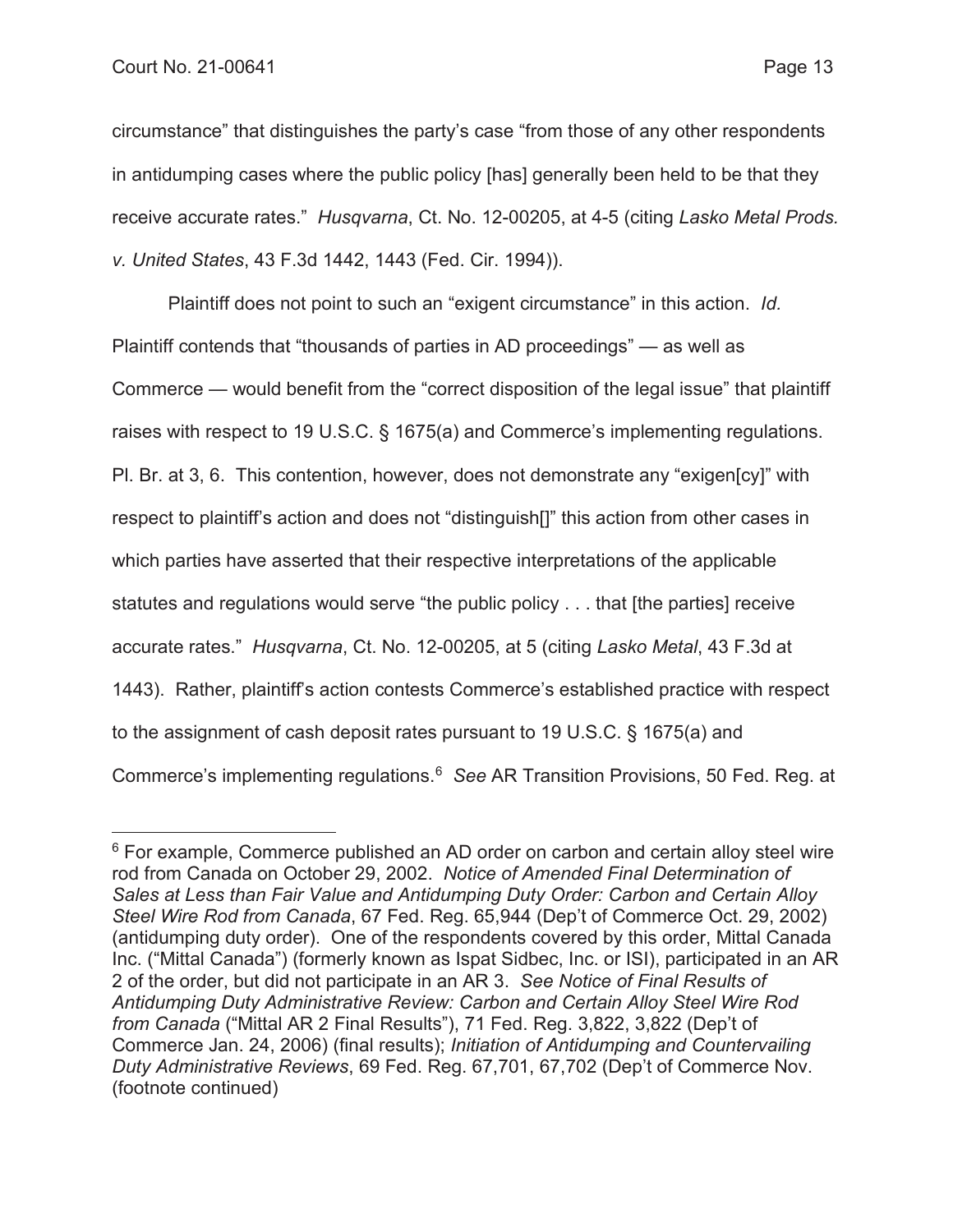circumstance" that distinguishes the party's case "from those of any other respondents in antidumping cases where the public policy [has] generally been held to be that they receive accurate rates." *Husqvarna*, Ct. No. 12-00205, at 4-5 (citing *Lasko Metal Prods. v. United States*, 43 F.3d 1442, 1443 (Fed. Cir. 1994)).

Plaintiff does not point to such an "exigent circumstance" in this action. *Id.* Plaintiff contends that "thousands of parties in AD proceedings" — as well as Commerce — would benefit from the "correct disposition of the legal issue" that plaintiff raises with respect to 19 U.S.C. § 1675(a) and Commerce's implementing regulations. Pl. Br. at 3, 6. This contention, however, does not demonstrate any "exigen[cy]" with respect to plaintiff's action and does not "distinguish[]" this action from other cases in which parties have asserted that their respective interpretations of the applicable statutes and regulations would serve "the public policy . . . that [the parties] receive accurate rates." *Husqvarna*, Ct. No. 12-00205, at 5 (citing *Lasko Metal*, 43 F.3d at 1443). Rather, plaintiff's action contests Commerce's established practice with respect to the assignment of cash deposit rates pursuant to 19 U.S.C. § 1675(a) and Commerce's implementing regulations.[6] *See* AR Transition Provisions, 50 Fed. Reg. at

---

[6] For example, Commerce published an AD order on carbon and certain alloy steel wire rod from Canada on October 29, 2002. *Notice of Amended Final Determination of Sales at Less than Fair Value and Antidumping Duty Order: Carbon and Certain Alloy Steel Wire Rod from Canada*, 67 Fed. Reg. 65,944 (Dep't of Commerce Oct. 29, 2002) (antidumping duty order). One of the respondents covered by this order, Mittal Canada Inc. ("Mittal Canada") (formerly known as Ispat Sidbec, Inc. or ISI), participated in an AR 2 of the order, but did not participate in an AR 3. *See Notice of Final Results of Antidumping Duty Administrative Review: Carbon and Certain Alloy Steel Wire Rod from Canada* ("Mittal AR 2 Final Results"), 71 Fed. Reg. 3,822, 3,822 (Dep't of Commerce Jan. 24, 2006) (final results); *Initiation of Antidumping and Countervailing Duty Administrative Reviews*, 69 Fed. Reg. 67,701, 67,702 (Dep't of Commerce Nov. (footnote continued)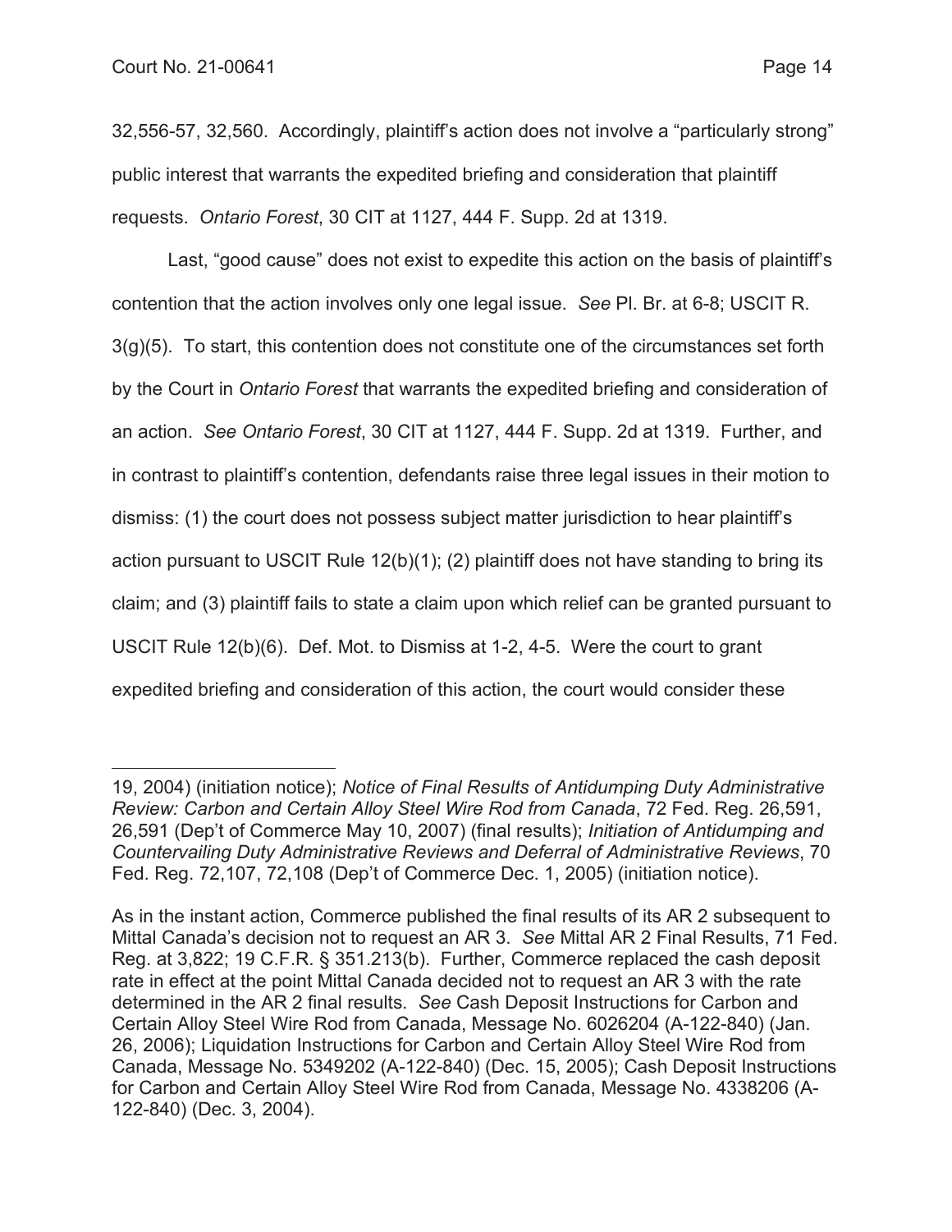32,556-57, 32,560. Accordingly, plaintiff's action does not involve a "particularly strong" public interest that warrants the expedited briefing and consideration that plaintiff requests. *Ontario Forest*, 30 CIT at 1127, 444 F. Supp. 2d at 1319.

Last, "good cause" does not exist to expedite this action on the basis of plaintiff's contention that the action involves only one legal issue. *See* Pl. Br. at 6-8; USCIT R. 3(g)(5). To start, this contention does not constitute one of the circumstances set forth by the Court in *Ontario Forest* that warrants the expedited briefing and consideration of an action. *See Ontario Forest*, 30 CIT at 1127, 444 F. Supp. 2d at 1319. Further, and in contrast to plaintiff's contention, defendants raise three legal issues in their motion to dismiss: (1) the court does not possess subject matter jurisdiction to hear plaintiff's action pursuant to USCIT Rule 12(b)(1); (2) plaintiff does not have standing to bring its claim; and (3) plaintiff fails to state a claim upon which relief can be granted pursuant to USCIT Rule 12(b)(6). Def. Mot. to Dismiss at 1-2, 4-5. Were the court to grant expedited briefing and consideration of this action, the court would consider these

---

19, 2004) (initiation notice); *Notice of Final Results of Antidumping Duty Administrative Review: Carbon and Certain Alloy Steel Wire Rod from Canada*, 72 Fed. Reg. 26,591, 26,591 (Dep't of Commerce May 10, 2007) (final results); *Initiation of Antidumping and Countervailing Duty Administrative Reviews and Deferral of Administrative Reviews*, 70 Fed. Reg. 72,107, 72,108 (Dep't of Commerce Dec. 1, 2005) (initiation notice).

As in the instant action, Commerce published the final results of its AR 2 subsequent to Mittal Canada's decision not to request an AR 3. *See* Mittal AR 2 Final Results, 71 Fed. Reg. at 3,822; 19 C.F.R. § 351.213(b). Further, Commerce replaced the cash deposit rate in effect at the point Mittal Canada decided not to request an AR 3 with the rate determined in the AR 2 final results. *See* Cash Deposit Instructions for Carbon and Certain Alloy Steel Wire Rod from Canada, Message No. 6026204 (A-122-840) (Jan. 26, 2006); Liquidation Instructions for Carbon and Certain Alloy Steel Wire Rod from Canada, Message No. 5349202 (A-122-840) (Dec. 15, 2005); Cash Deposit Instructions for Carbon and Certain Alloy Steel Wire Rod from Canada, Message No. 4338206 (A-122-840) (Dec. 3, 2004).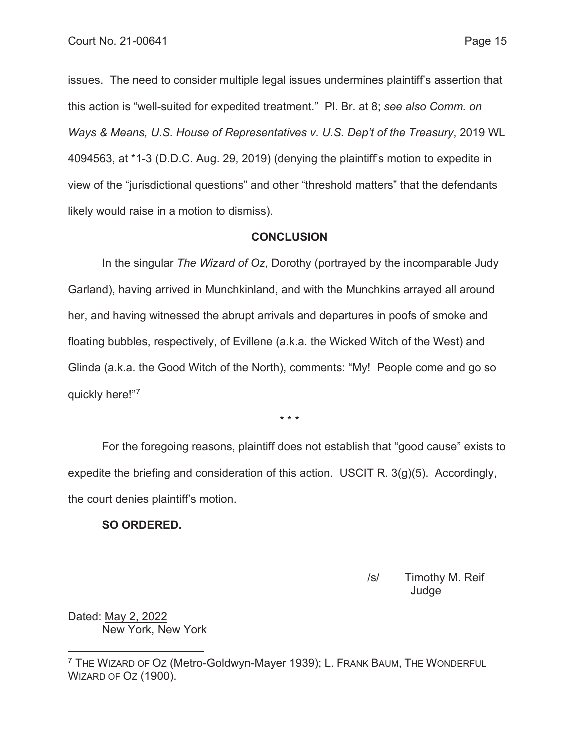issues. The need to consider multiple legal issues undermines plaintiff's assertion that this action is "well-suited for expedited treatment." Pl. Br. at 8; *see also Comm. on Ways & Means, U.S. House of Representatives v. U.S. Dep't of the Treasury*, 2019 WL 4094563, at *1-3 (D.D.C. Aug. 29, 2019) (denying the plaintiff's motion to expedite in view of the "jurisdictional questions" and other "threshold matters" that the defendants likely would raise in a motion to dismiss).

## CONCLUSION

In the singular *The Wizard of Oz*, Dorothy (portrayed by the incomparable Judy Garland), having arrived in Munchkinland, and with the Munchkins arrayed all around her, and having witnessed the abrupt arrivals and departures in poofs of smoke and floating bubbles, respectively, of Evillene (a.k.a. the Wicked Witch of the West) and Glinda (a.k.a. the Good Witch of the North), comments: "My! People come and go so quickly here!"[7]

\* \* \*

For the foregoing reasons, plaintiff does not establish that "good cause" exists to expedite the briefing and consideration of this action. USCIT R. 3(g)(5). Accordingly, the court denies plaintiff's motion.

**SO ORDERED.**

/s/ Timothy M. Reif
Judge

Dated: May 2, 2022
New York, New York

---

[7] THE WIZARD OF OZ (Metro-Goldwyn-Mayer 1939); L. FRANK BAUM, THE WONDERFUL WIZARD OF OZ (1900).